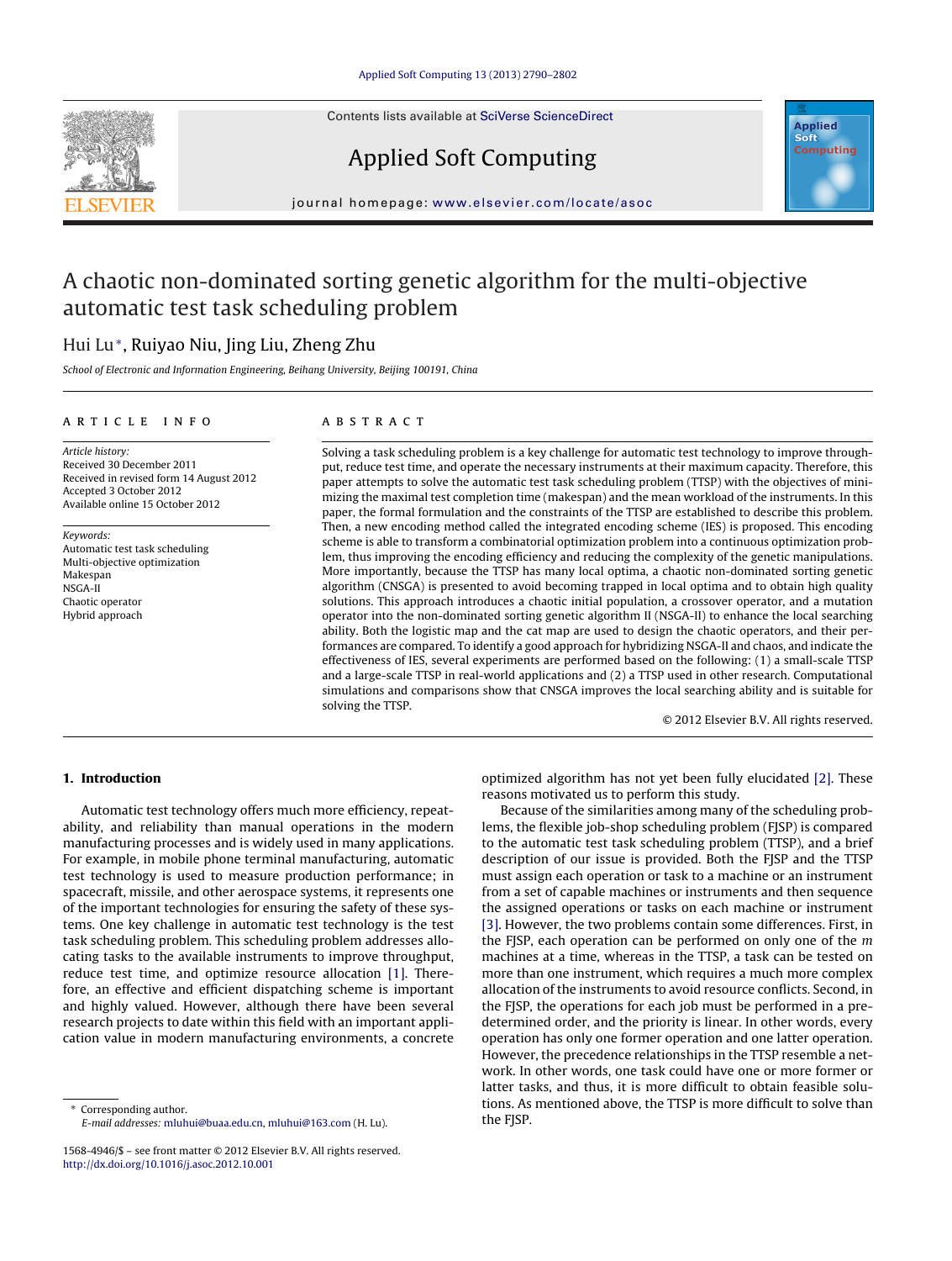# A chaotic non-dominated sorting genetic algorithm for the multi-objective automatic test task scheduling problem

Hui Lu*, Ruiyao Niu, Jing Liu, Zheng Zhu

*School of Electronic and Information Engineering, Beihang University, Beijing 100191, China*

---

**ARTICLE INFO**

*Article history:*
Received 30 December 2011
Received in revised form 14 August 2012
Accepted 3 October 2012
Available online 15 October 2012

*Keywords:*
Automatic test task scheduling
Multi-objective optimization
Makespan
NSGA-II
Chaotic operator
Hybrid approach

**ABSTRACT**

Solving a task scheduling problem is a key challenge for automatic test technology to improve throughput, reduce test time, and operate the necessary instruments at their maximum capacity. Therefore, this paper attempts to solve the automatic test task scheduling problem (TTSP) with the objectives of minimizing the maximal test completion time (makespan) and the mean workload of the instruments. In this paper, the formal formulation and the constraints of the TTSP are established to describe this problem. Then, a new encoding method called the integrated encoding scheme (IES) is proposed. This encoding scheme is able to transform a combinatorial optimization problem into a continuous optimization problem, thus improving the encoding efficiency and reducing the complexity of the genetic manipulations. More importantly, because the TTSP has many local optima, a chaotic non-dominated sorting genetic algorithm (CNSGA) is presented to avoid becoming trapped in local optima and to obtain high quality solutions. This approach introduces a chaotic initial population, a crossover operator, and a mutation operator into the non-dominated sorting genetic algorithm II (NSGA-II) to enhance the local searching ability. Both the logistic map and the cat map are used to design the chaotic operators, and their performances are compared. To identify a good approach for hybridizing NSGA-II and chaos, and indicate the effectiveness of IES, several experiments are performed based on the following: (1) a small-scale TTSP and a large-scale TTSP in real-world applications and (2) a TTSP used in other research. Computational simulations and comparisons show that CNSGA improves the local searching ability and is suitable for solving the TTSP.

© 2012 Elsevier B.V. All rights reserved.

---

## 1. Introduction

Automatic test technology offers much more efficiency, repeatability, and reliability than manual operations in the modern manufacturing processes and is widely used in many applications. For example, in mobile phone terminal manufacturing, automatic test technology is used to measure production performance; in spacecraft, missile, and other aerospace systems, it represents one of the important technologies for ensuring the safety of these systems. One key challenge in automatic test technology is the test task scheduling problem. This scheduling problem addresses allocating tasks to the available instruments to improve throughput, reduce test time, and optimize resource allocation [1]. Therefore, an effective and efficient dispatching scheme is important and highly valued. However, although there have been several research projects to date within this field with an important application value in modern manufacturing environments, a concrete optimized algorithm has not yet been fully elucidated [2]. These reasons motivated us to perform this study.

Because of the similarities among many of the scheduling problems, the flexible job-shop scheduling problem (FJSP) is compared to the automatic test task scheduling problem (TTSP), and a brief description of our issue is provided. Both the FJSP and the TTSP must assign each operation or task to a machine or an instrument from a set of capable machines or instruments and then sequence the assigned operations or tasks on each machine or instrument [3]. However, the two problems contain some differences. First, in the FJSP, each operation can be performed on only one of the $m$ machines at a time, whereas in the TTSP, a task can be tested on more than one instrument, which requires a much more complex allocation of the instruments to avoid resource conflicts. Second, in the FJSP, the operations for each job must be performed in a predetermined order, and the priority is linear. In other words, every operation has only one former operation and one latter operation. However, the precedence relationships in the TTSP resemble a network. In other words, one task could have one or more former or latter tasks, and thus, it is more difficult to obtain feasible solutions. As mentioned above, the TTSP is more difficult to solve than the FJSP.

---

* Corresponding author.
*E-mail addresses:* mluhui@buaa.edu.cn, mluhui@163.com (H. Lu).

1568-4946/$ – see front matter © 2012 Elsevier B.V. All rights reserved.
http://dx.doi.org/10.1016/j.asoc.2012.10.001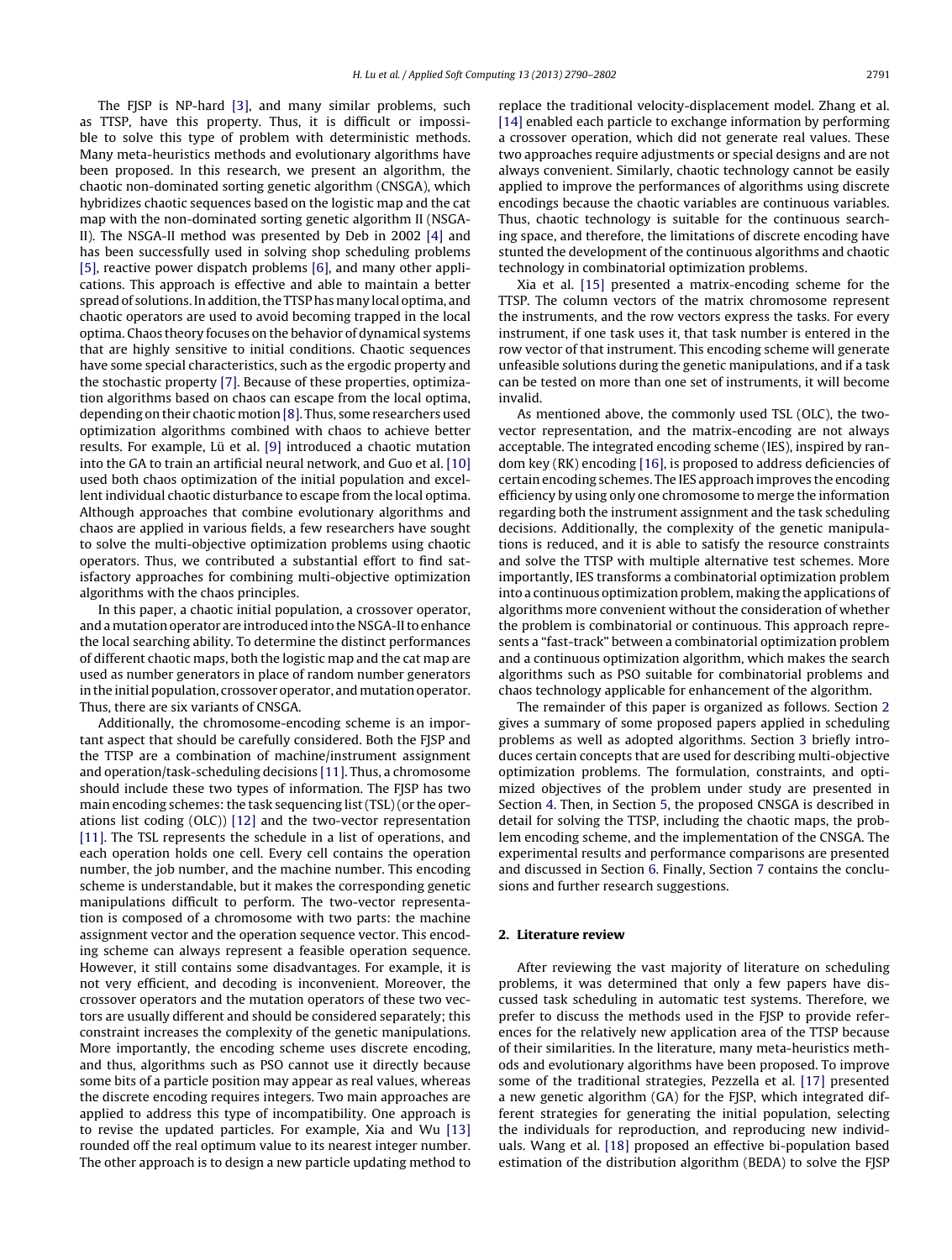The FJSP is NP-hard [3], and many similar problems, such as TTSP, have this property. Thus, it is difficult or impossible to solve this type of problem with deterministic methods. Many meta-heuristics methods and evolutionary algorithms have been proposed. In this research, we present an algorithm, the chaotic non-dominated sorting genetic algorithm (CNSGA), which hybridizes chaotic sequences based on the logistic map and the cat map with the non-dominated sorting genetic algorithm II (NSGA-II). The NSGA-II method was presented by Deb in 2002 [4] and has been successfully used in solving shop scheduling problems [5], reactive power dispatch problems [6], and many other applications. This approach is effective and able to maintain a better spread of solutions. In addition, the TTSP has many local optima, and chaotic operators are used to avoid becoming trapped in the local optima. Chaos theory focuses on the behavior of dynamical systems that are highly sensitive to initial conditions. Chaotic sequences have some special characteristics, such as the ergodic property and the stochastic property [7]. Because of these properties, optimization algorithms based on chaos can escape from the local optima, depending on their chaotic motion [8]. Thus, some researchers used optimization algorithms combined with chaos to achieve better results. For example, Lü et al. [9] introduced a chaotic mutation into the GA to train an artificial neural network, and Guo et al. [10] used both chaos optimization of the initial population and excellent individual chaotic disturbance to escape from the local optima. Although approaches that combine evolutionary algorithms and chaos are applied in various fields, a few researchers have sought to solve the multi-objective optimization problems using chaotic operators. Thus, we contributed a substantial effort to find satisfactory approaches for combining multi-objective optimization algorithms with the chaos principles.

In this paper, a chaotic initial population, a crossover operator, and a mutation operator are introduced into the NSGA-II to enhance the local searching ability. To determine the distinct performances of different chaotic maps, both the logistic map and the cat map are used as number generators in place of random number generators in the initial population, crossover operator, and mutation operator. Thus, there are six variants of CNSGA.

Additionally, the chromosome-encoding scheme is an important aspect that should be carefully considered. Both the FJSP and the TTSP are a combination of machine/instrument assignment and operation/task-scheduling decisions [11]. Thus, a chromosome should include these two types of information. The FJSP has two main encoding schemes: the task sequencing list (TSL) (or the operations list coding (OLC)) [12] and the two-vector representation [11]. The TSL represents the schedule in a list of operations, and each operation holds one cell. Every cell contains the operation number, the job number, and the machine number. This encoding scheme is understandable, but it makes the corresponding genetic manipulations difficult to perform. The two-vector representation is composed of a chromosome with two parts: the machine assignment vector and the operation sequence vector. This encoding scheme can always represent a feasible operation sequence. However, it still contains some disadvantages. For example, it is not very efficient, and decoding is inconvenient. Moreover, the crossover operators and the mutation operators of these two vectors are usually different and should be considered separately; this constraint increases the complexity of the genetic manipulations. More importantly, the encoding scheme uses discrete encoding, and thus, algorithms such as PSO cannot use it directly because some bits of a particle position may appear as real values, whereas the discrete encoding requires integers. Two main approaches are applied to address this type of incompatibility. One approach is to revise the updated particles. For example, Xia and Wu [13] rounded off the real optimum value to its nearest integer number. The other approach is to design a new particle updating method to replace the traditional velocity-displacement model. Zhang et al. [14] enabled each particle to exchange information by performing a crossover operation, which did not generate real values. These two approaches require adjustments or special designs and are not always convenient. Similarly, chaotic technology cannot be easily applied to improve the performances of algorithms using discrete encodings because the chaotic variables are continuous variables. Thus, chaotic technology is suitable for the continuous searching space, and therefore, the limitations of discrete encoding have stunted the development of the continuous algorithms and chaotic technology in combinatorial optimization problems.

Xia et al. [15] presented a matrix-encoding scheme for the TTSP. The column vectors of the matrix chromosome represent the instruments, and the row vectors express the tasks. For every instrument, if one task uses it, that task number is entered in the row vector of that instrument. This encoding scheme will generate unfeasible solutions during the genetic manipulations, and if a task can be tested on more than one set of instruments, it will become invalid.

As mentioned above, the commonly used TSL (OLC), the two-vector representation, and the matrix-encoding are not always acceptable. The integrated encoding scheme (IES), inspired by random key (RK) encoding [16], is proposed to address deficiencies of certain encoding schemes. The IES approach improves the encoding efficiency by using only one chromosome to merge the information regarding both the instrument assignment and the task scheduling decisions. Additionally, the complexity of the genetic manipulations is reduced, and it is able to satisfy the resource constraints and solve the TTSP with multiple alternative test schemes. More importantly, IES transforms a combinatorial optimization problem into a continuous optimization problem, making the applications of algorithms more convenient without the consideration of whether the problem is combinatorial or continuous. This approach represents a "fast-track" between a combinatorial optimization problem and a continuous optimization algorithm, which makes the search algorithms such as PSO suitable for combinatorial problems and chaos technology applicable for enhancement of the algorithm.

The remainder of this paper is organized as follows. Section 2 gives a summary of some proposed papers applied in scheduling problems as well as adopted algorithms. Section 3 briefly introduces certain concepts that are used for describing multi-objective optimization problems. The formulation, constraints, and optimized objectives of the problem under study are presented in Section 4. Then, in Section 5, the proposed CNSGA is described in detail for solving the TTSP, including the chaotic maps, the problem encoding scheme, and the implementation of the CNSGA. The experimental results and performance comparisons are presented and discussed in Section 6. Finally, Section 7 contains the conclusions and further research suggestions.

## 2. Literature review

After reviewing the vast majority of literature on scheduling problems, it was determined that only a few papers have discussed task scheduling in automatic test systems. Therefore, we prefer to discuss the methods used in the FJSP to provide references for the relatively new application area of the TTSP because of their similarities. In the literature, many meta-heuristics methods and evolutionary algorithms have been proposed. To improve some of the traditional strategies, Pezzella et al. [17] presented a new genetic algorithm (GA) for the FJSP, which integrated different strategies for generating the initial population, selecting the individuals for reproduction, and reproducing new individuals. Wang et al. [18] proposed an effective bi-population based estimation of the distribution algorithm (BEDA) to solve the FJSP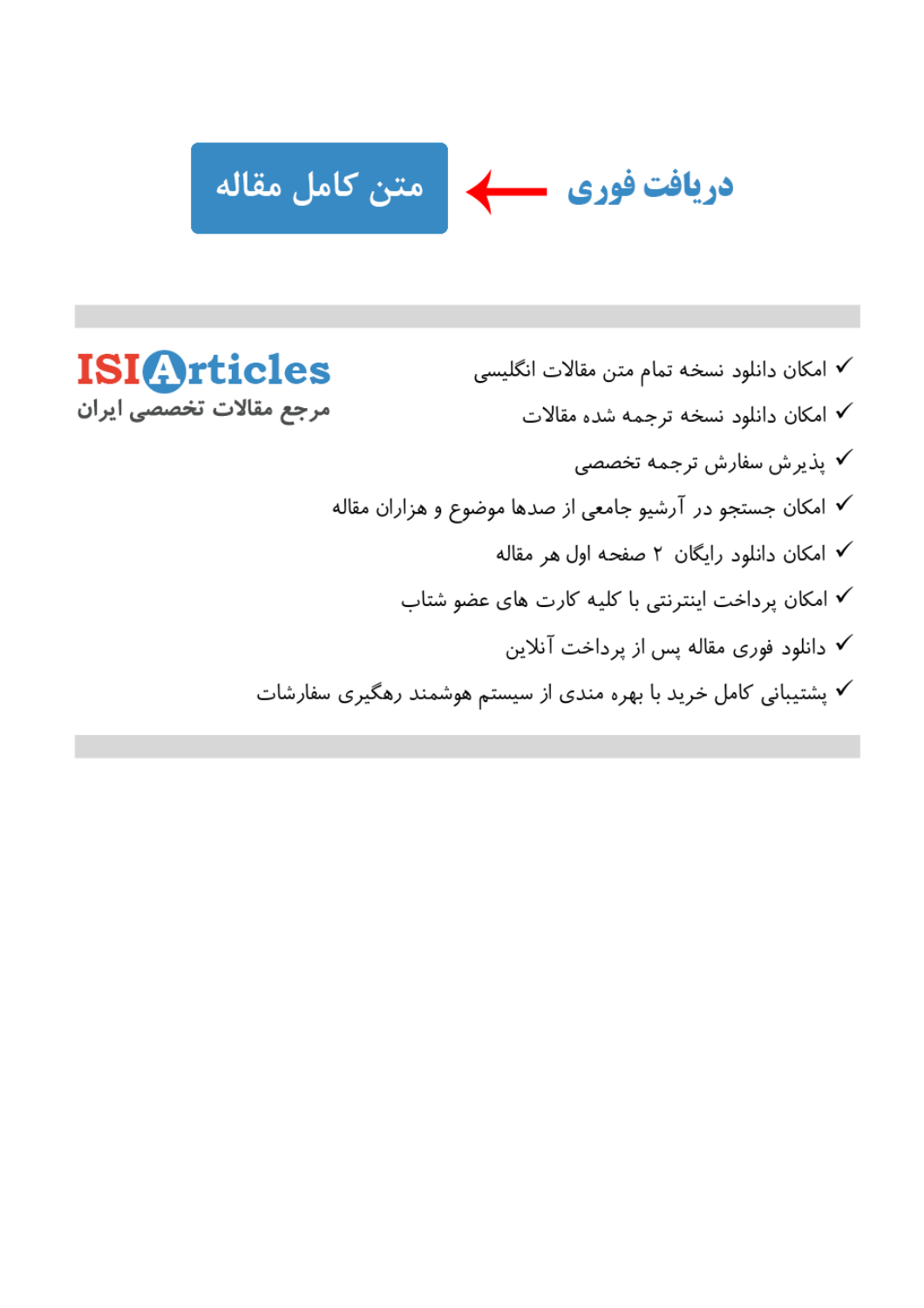دریافت فوری ← متن کامل مقاله

**ISIArticles**
مرجع مقالات تخصصی ایران

- ✓ امکان دانلود نسخه تمام متن مقالات انگلیسی
- ✓ امکان دانلود نسخه ترجمه شده مقالات
- ✓ پذیرش سفارش ترجمه تخصصی
- ✓ امکان جستجو در آرشیو جامعی از صدها موضوع و هزاران مقاله
- ✓ امکان دانلود رایگان ۲ صفحه اول هر مقاله
- ✓ امکان پرداخت اینترنتی با کلیه کارت های عضو شتاب
- ✓ دانلود فوری مقاله پس از پرداخت آنلاین
- ✓ پشتیبانی کامل خرید با بهره مندی از سیستم هوشمند رهگیری سفارشات